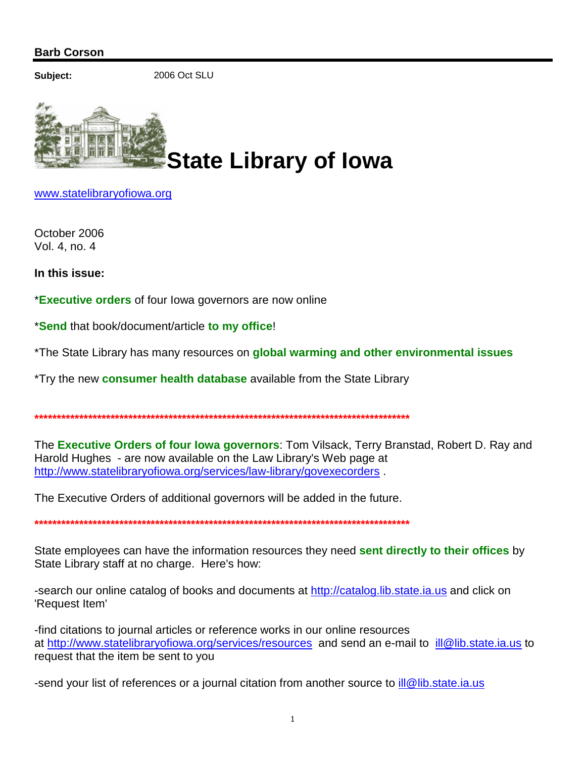**Barb Corson**

**Subject:** 2006 Oct SLU

# State Library of Iowa

www.statelibraryofiowa.org

October 2006
Vol. 4, no. 4

**In this issue:**

\***Executive orders** of four Iowa governors are now online

\***Send** that book/document/article **to my office**!

\*The State Library has many resources on **global warming and other environmental issues**

\*Try the new **consumer health database** available from the State Library

\*\*\*\*\*\*\*\*\*\*\*\*\*\*\*\*\*\*\*\*\*\*\*\*\*\*\*\*\*\*\*\*\*\*\*\*\*\*\*\*\*\*\*\*\*\*\*\*\*\*\*\*\*\*\*\*\*\*\*\*\*\*\*\*\*\*\*\*\*\*\*\*\*\*\*\*\*\*\*\*\*\*\*\*\*\*\*\*\*\*\*\*\*\*

The **Executive Orders of four Iowa governors**: Tom Vilsack, Terry Branstad, Robert D. Ray and Harold Hughes - are now available on the Law Library's Web page at http://www.statelibraryofiowa.org/services/law-library/govexecorders .

The Executive Orders of additional governors will be added in the future.

\*\*\*\*\*\*\*\*\*\*\*\*\*\*\*\*\*\*\*\*\*\*\*\*\*\*\*\*\*\*\*\*\*\*\*\*\*\*\*\*\*\*\*\*\*\*\*\*\*\*\*\*\*\*\*\*\*\*\*\*\*\*\*\*\*\*\*\*\*\*\*\*\*\*\*\*\*\*\*\*\*\*\*\*\*\*\*\*\*\*\*\*\*\*

State employees can have the information resources they need **sent directly to their offices** by State Library staff at no charge. Here's how:

-search our online catalog of books and documents at http://catalog.lib.state.ia.us and click on 'Request Item'

-find citations to journal articles or reference works in our online resources at http://www.statelibraryofiowa.org/services/resources and send an e-mail to ill@lib.state.ia.us to request that the item be sent to you

-send your list of references or a journal citation from another source to ill@lib.state.ia.us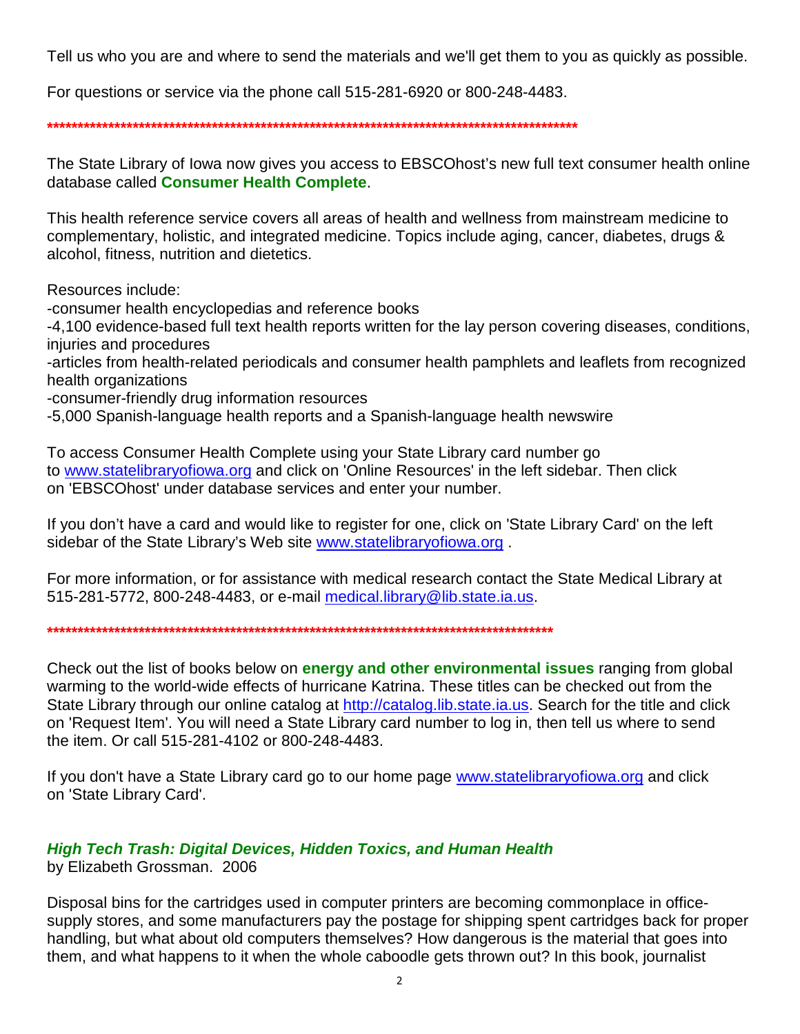Tell us who you are and where to send the materials and we'll get them to you as quickly as possible.

For questions or service via the phone call 515-281-6920 or 800-248-4483.

**************************************************************************************************

The State Library of Iowa now gives you access to EBSCOhost's new full text consumer health online database called **Consumer Health Complete**.

This health reference service covers all areas of health and wellness from mainstream medicine to complementary, holistic, and integrated medicine. Topics include aging, cancer, diabetes, drugs & alcohol, fitness, nutrition and dietetics.

Resources include:
-consumer health encyclopedias and reference books
-4,100 evidence-based full text health reports written for the lay person covering diseases, conditions, injuries and procedures
-articles from health-related periodicals and consumer health pamphlets and leaflets from recognized health organizations
-consumer-friendly drug information resources
-5,000 Spanish-language health reports and a Spanish-language health newswire

To access Consumer Health Complete using your State Library card number go to www.statelibraryofiowa.org and click on 'Online Resources' in the left sidebar. Then click on 'EBSCOhost' under database services and enter your number.

If you don't have a card and would like to register for one, click on 'State Library Card' on the left sidebar of the State Library's Web site www.statelibraryofiowa.org .

For more information, or for assistance with medical research contact the State Medical Library at 515-281-5772, 800-248-4483, or e-mail medical.library@lib.state.ia.us.

**********************************************************************************************

Check out the list of books below on **energy and other environmental issues** ranging from global warming to the world-wide effects of hurricane Katrina. These titles can be checked out from the State Library through our online catalog at http://catalog.lib.state.ia.us. Search for the title and click on 'Request Item'. You will need a State Library card number to log in, then tell us where to send the item. Or call 515-281-4102 or 800-248-4483.

If you don't have a State Library card go to our home page www.statelibraryofiowa.org and click on 'State Library Card'.

***High Tech Trash: Digital Devices, Hidden Toxics, and Human Health***
by Elizabeth Grossman. 2006

Disposal bins for the cartridges used in computer printers are becoming commonplace in office-supply stores, and some manufacturers pay the postage for shipping spent cartridges back for proper handling, but what about old computers themselves? How dangerous is the material that goes into them, and what happens to it when the whole caboodle gets thrown out? In this book, journalist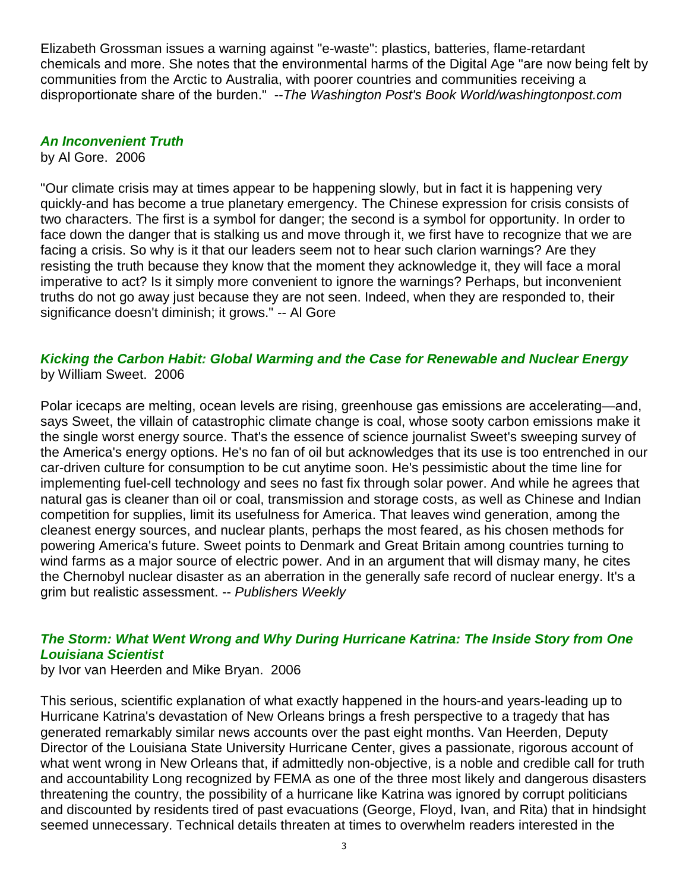Elizabeth Grossman issues a warning against "e-waste": plastics, batteries, flame-retardant chemicals and more. She notes that the environmental harms of the Digital Age "are now being felt by communities from the Arctic to Australia, with poorer countries and communities receiving a disproportionate share of the burden." --*The Washington Post's Book World/washingtonpost.com*

### *An Inconvenient Truth*

by Al Gore. 2006

"Our climate crisis may at times appear to be happening slowly, but in fact it is happening very quickly-and has become a true planetary emergency. The Chinese expression for crisis consists of two characters. The first is a symbol for danger; the second is a symbol for opportunity. In order to face down the danger that is stalking us and move through it, we first have to recognize that we are facing a crisis. So why is it that our leaders seem not to hear such clarion warnings? Are they resisting the truth because they know that the moment they acknowledge it, they will face a moral imperative to act? Is it simply more convenient to ignore the warnings? Perhaps, but inconvenient truths do not go away just because they are not seen. Indeed, when they are responded to, their significance doesn't diminish; it grows." -- Al Gore

### *Kicking the Carbon Habit: Global Warming and the Case for Renewable and Nuclear Energy*

by William Sweet. 2006

Polar icecaps are melting, ocean levels are rising, greenhouse gas emissions are accelerating—and, says Sweet, the villain of catastrophic climate change is coal, whose sooty carbon emissions make it the single worst energy source. That's the essence of science journalist Sweet's sweeping survey of the America's energy options. He's no fan of oil but acknowledges that its use is too entrenched in our car-driven culture for consumption to be cut anytime soon. He's pessimistic about the time line for implementing fuel-cell technology and sees no fast fix through solar power. And while he agrees that natural gas is cleaner than oil or coal, transmission and storage costs, as well as Chinese and Indian competition for supplies, limit its usefulness for America. That leaves wind generation, among the cleanest energy sources, and nuclear plants, perhaps the most feared, as his chosen methods for powering America's future. Sweet points to Denmark and Great Britain among countries turning to wind farms as a major source of electric power. And in an argument that will dismay many, he cites the Chernobyl nuclear disaster as an aberration in the generally safe record of nuclear energy. It's a grim but realistic assessment. -- *Publishers Weekly*

### *The Storm: What Went Wrong and Why During Hurricane Katrina: The Inside Story from One Louisiana Scientist*

by Ivor van Heerden and Mike Bryan. 2006

This serious, scientific explanation of what exactly happened in the hours-and years-leading up to Hurricane Katrina's devastation of New Orleans brings a fresh perspective to a tragedy that has generated remarkably similar news accounts over the past eight months. Van Heerden, Deputy Director of the Louisiana State University Hurricane Center, gives a passionate, rigorous account of what went wrong in New Orleans that, if admittedly non-objective, is a noble and credible call for truth and accountability Long recognized by FEMA as one of the three most likely and dangerous disasters threatening the country, the possibility of a hurricane like Katrina was ignored by corrupt politicians and discounted by residents tired of past evacuations (George, Floyd, Ivan, and Rita) that in hindsight seemed unnecessary. Technical details threaten at times to overwhelm readers interested in the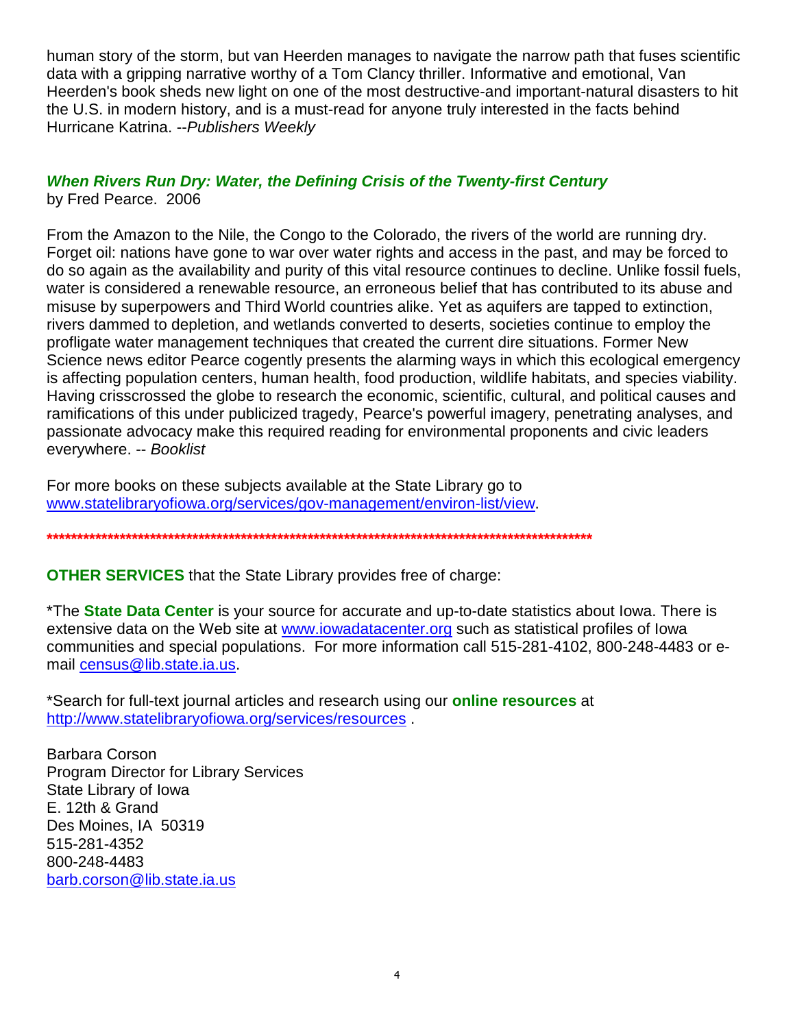human story of the storm, but van Heerden manages to navigate the narrow path that fuses scientific data with a gripping narrative worthy of a Tom Clancy thriller. Informative and emotional, Van Heerden's book sheds new light on one of the most destructive-and important-natural disasters to hit the U.S. in modern history, and is a must-read for anyone truly interested in the facts behind Hurricane Katrina. --*Publishers Weekly*

***When Rivers Run Dry: Water, the Defining Crisis of the Twenty-first Century***
by Fred Pearce. 2006

From the Amazon to the Nile, the Congo to the Colorado, the rivers of the world are running dry. Forget oil: nations have gone to war over water rights and access in the past, and may be forced to do so again as the availability and purity of this vital resource continues to decline. Unlike fossil fuels, water is considered a renewable resource, an erroneous belief that has contributed to its abuse and misuse by superpowers and Third World countries alike. Yet as aquifers are tapped to extinction, rivers dammed to depletion, and wetlands converted to deserts, societies continue to employ the profligate water management techniques that created the current dire situations. Former New Science news editor Pearce cogently presents the alarming ways in which this ecological emergency is affecting population centers, human health, food production, wildlife habitats, and species viability. Having crisscrossed the globe to research the economic, scientific, cultural, and political causes and ramifications of this under publicized tragedy, Pearce's powerful imagery, penetrating analyses, and passionate advocacy make this required reading for environmental proponents and civic leaders everywhere. -- *Booklist*

For more books on these subjects available at the State Library go to www.statelibraryofiowa.org/services/gov-management/environ-list/view.

****************************************************************************************************

**OTHER SERVICES** that the State Library provides free of charge:

*The **State Data Center** is your source for accurate and up-to-date statistics about Iowa. There is extensive data on the Web site at www.iowadatacenter.org such as statistical profiles of Iowa communities and special populations. For more information call 515-281-4102, 800-248-4483 or e-mail census@lib.state.ia.us.

*Search for full-text journal articles and research using our **online resources** at http://www.statelibraryofiowa.org/services/resources .

Barbara Corson
Program Director for Library Services
State Library of Iowa
E. 12th & Grand
Des Moines, IA 50319
515-281-4352
800-248-4483
barb.corson@lib.state.ia.us